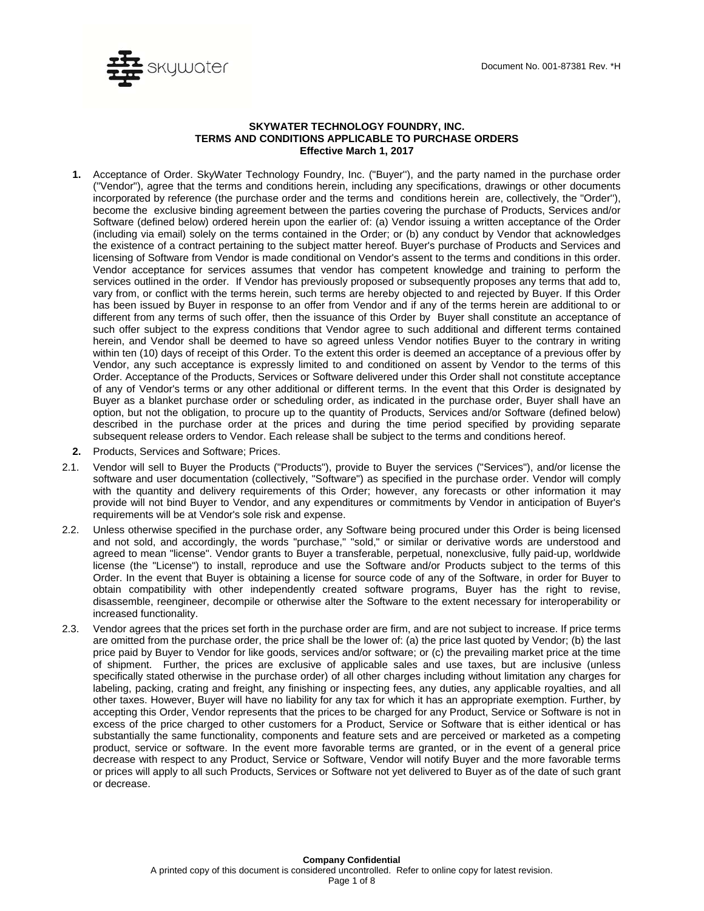Document No. 001-87381 Rev. *H

# SKYWATER TECHNOLOGY FOUNDRY, INC.
## TERMS AND CONDITIONS APPLICABLE TO PURCHASE ORDERS
**Effective March 1, 2017**

**1.** Acceptance of Order. SkyWater Technology Foundry, Inc. ("Buyer"), and the party named in the purchase order ("Vendor"), agree that the terms and conditions herein, including any specifications, drawings or other documents incorporated by reference (the purchase order and the terms and conditions herein are, collectively, the "Order"), become the exclusive binding agreement between the parties covering the purchase of Products, Services and/or Software (defined below) ordered herein upon the earlier of: (a) Vendor issuing a written acceptance of the Order (including via email) solely on the terms contained in the Order; or (b) any conduct by Vendor that acknowledges the existence of a contract pertaining to the subject matter hereof. Buyer's purchase of Products and Services and licensing of Software from Vendor is made conditional on Vendor's assent to the terms and conditions in this order. Vendor acceptance for services assumes that vendor has competent knowledge and training to perform the services outlined in the order. If Vendor has previously proposed or subsequently proposes any terms that add to, vary from, or conflict with the terms herein, such terms are hereby objected to and rejected by Buyer. If this Order has been issued by Buyer in response to an offer from Vendor and if any of the terms herein are additional to or different from any terms of such offer, then the issuance of this Order by Buyer shall constitute an acceptance of such offer subject to the express conditions that Vendor agree to such additional and different terms contained herein, and Vendor shall be deemed to have so agreed unless Vendor notifies Buyer to the contrary in writing within ten (10) days of receipt of this Order. To the extent this order is deemed an acceptance of a previous offer by Vendor, any such acceptance is expressly limited to and conditioned on assent by Vendor to the terms of this Order. Acceptance of the Products, Services or Software delivered under this Order shall not constitute acceptance of any of Vendor's terms or any other additional or different terms. In the event that this Order is designated by Buyer as a blanket purchase order or scheduling order, as indicated in the purchase order, Buyer shall have an option, but not the obligation, to procure up to the quantity of Products, Services and/or Software (defined below) described in the purchase order at the prices and during the time period specified by providing separate subsequent release orders to Vendor. Each release shall be subject to the terms and conditions hereof.

**2.** Products, Services and Software; Prices.

2.1. Vendor will sell to Buyer the Products ("Products"), provide to Buyer the services ("Services"), and/or license the software and user documentation (collectively, "Software") as specified in the purchase order. Vendor will comply with the quantity and delivery requirements of this Order; however, any forecasts or other information it may provide will not bind Buyer to Vendor, and any expenditures or commitments by Vendor in anticipation of Buyer's requirements will be at Vendor's sole risk and expense.

2.2. Unless otherwise specified in the purchase order, any Software being procured under this Order is being licensed and not sold, and accordingly, the words "purchase," "sold," or similar or derivative words are understood and agreed to mean "license". Vendor grants to Buyer a transferable, perpetual, nonexclusive, fully paid-up, worldwide license (the "License") to install, reproduce and use the Software and/or Products subject to the terms of this Order. In the event that Buyer is obtaining a license for source code of any of the Software, in order for Buyer to obtain compatibility with other independently created software programs, Buyer has the right to revise, disassemble, reengineer, decompile or otherwise alter the Software to the extent necessary for interoperability or increased functionality.

2.3. Vendor agrees that the prices set forth in the purchase order are firm, and are not subject to increase. If price terms are omitted from the purchase order, the price shall be the lower of: (a) the price last quoted by Vendor; (b) the last price paid by Buyer to Vendor for like goods, services and/or software; or (c) the prevailing market price at the time of shipment. Further, the prices are exclusive of applicable sales and use taxes, but are inclusive (unless specifically stated otherwise in the purchase order) of all other charges including without limitation any charges for labeling, packing, crating and freight, any finishing or inspecting fees, any duties, any applicable royalties, and all other taxes. However, Buyer will have no liability for any tax for which it has an appropriate exemption. Further, by accepting this Order, Vendor represents that the prices to be charged for any Product, Service or Software is not in excess of the price charged to other customers for a Product, Service or Software that is either identical or has substantially the same functionality, components and feature sets and are perceived or marketed as a competing product, service or software. In the event more favorable terms are granted, or in the event of a general price decrease with respect to any Product, Service or Software, Vendor will notify Buyer and the more favorable terms or prices will apply to all such Products, Services or Software not yet delivered to Buyer as of the date of such grant or decrease.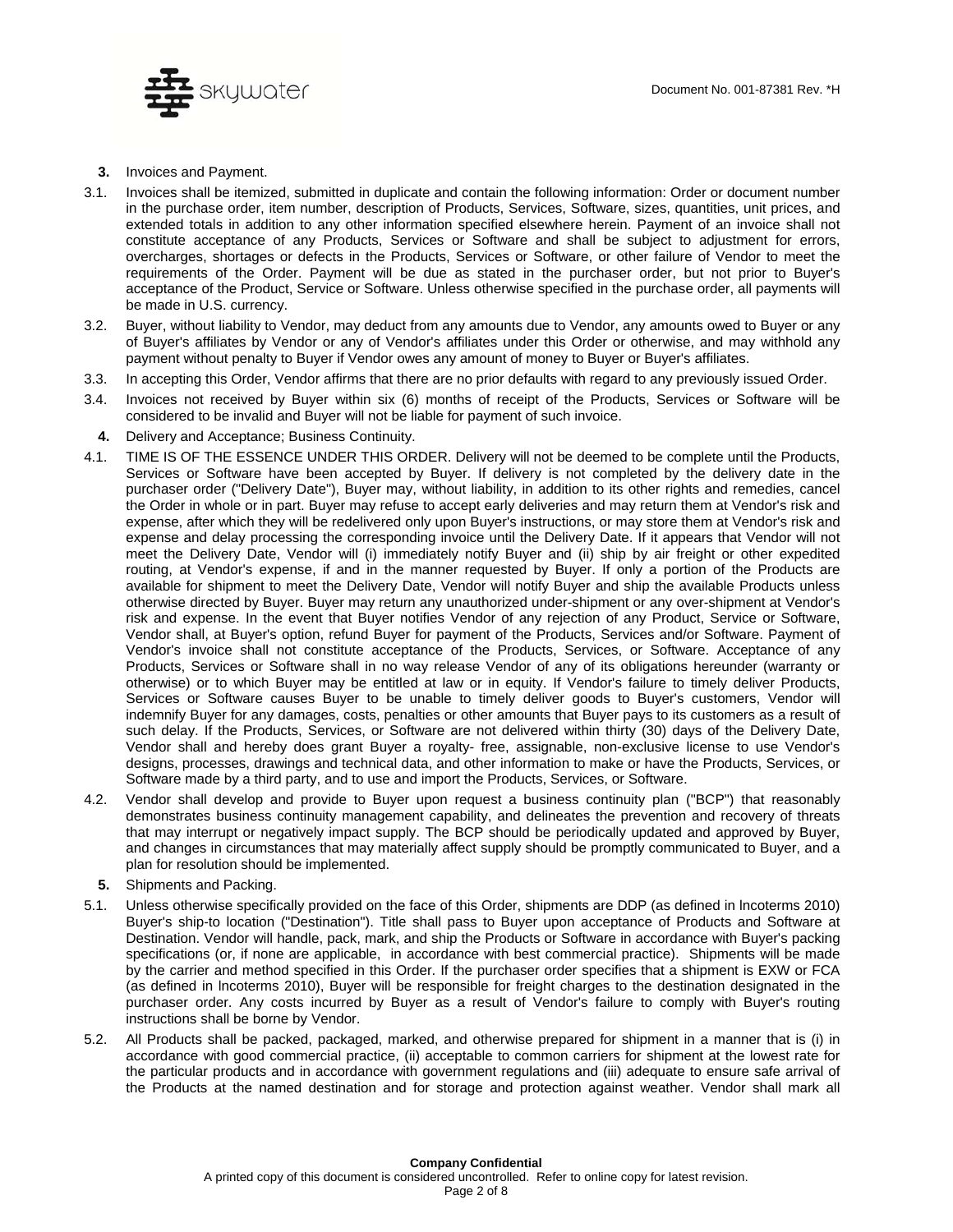**3.** Invoices and Payment.

3.1. Invoices shall be itemized, submitted in duplicate and contain the following information: Order or document number in the purchase order, item number, description of Products, Services, Software, sizes, quantities, unit prices, and extended totals in addition to any other information specified elsewhere herein. Payment of an invoice shall not constitute acceptance of any Products, Services or Software and shall be subject to adjustment for errors, overcharges, shortages or defects in the Products, Services or Software, or other failure of Vendor to meet the requirements of the Order. Payment will be due as stated in the purchaser order, but not prior to Buyer's acceptance of the Product, Service or Software. Unless otherwise specified in the purchase order, all payments will be made in U.S. currency.

3.2. Buyer, without liability to Vendor, may deduct from any amounts due to Vendor, any amounts owed to Buyer or any of Buyer's affiliates by Vendor or any of Vendor's affiliates under this Order or otherwise, and may withhold any payment without penalty to Buyer if Vendor owes any amount of money to Buyer or Buyer's affiliates.

3.3. In accepting this Order, Vendor affirms that there are no prior defaults with regard to any previously issued Order.

3.4. Invoices not received by Buyer within six (6) months of receipt of the Products, Services or Software will be considered to be invalid and Buyer will not be liable for payment of such invoice.

**4.** Delivery and Acceptance; Business Continuity.

4.1. TIME IS OF THE ESSENCE UNDER THIS ORDER. Delivery will not be deemed to be complete until the Products, Services or Software have been accepted by Buyer. If delivery is not completed by the delivery date in the purchaser order ("Delivery Date"), Buyer may, without liability, in addition to its other rights and remedies, cancel the Order in whole or in part. Buyer may refuse to accept early deliveries and may return them at Vendor's risk and expense, after which they will be redelivered only upon Buyer's instructions, or may store them at Vendor's risk and expense and delay processing the corresponding invoice until the Delivery Date. If it appears that Vendor will not meet the Delivery Date, Vendor will (i) immediately notify Buyer and (ii) ship by air freight or other expedited routing, at Vendor's expense, if and in the manner requested by Buyer. If only a portion of the Products are available for shipment to meet the Delivery Date, Vendor will notify Buyer and ship the available Products unless otherwise directed by Buyer. Buyer may return any unauthorized under-shipment or any over-shipment at Vendor's risk and expense. In the event that Buyer notifies Vendor of any rejection of any Product, Service or Software, Vendor shall, at Buyer's option, refund Buyer for payment of the Products, Services and/or Software. Payment of Vendor's invoice shall not constitute acceptance of the Products, Services, or Software. Acceptance of any Products, Services or Software shall in no way release Vendor of any of its obligations hereunder (warranty or otherwise) or to which Buyer may be entitled at law or in equity. If Vendor's failure to timely deliver Products, Services or Software causes Buyer to be unable to timely deliver goods to Buyer's customers, Vendor will indemnify Buyer for any damages, costs, penalties or other amounts that Buyer pays to its customers as a result of such delay. If the Products, Services, or Software are not delivered within thirty (30) days of the Delivery Date, Vendor shall and hereby does grant Buyer a royalty- free, assignable, non-exclusive license to use Vendor's designs, processes, drawings and technical data, and other information to make or have the Products, Services, or Software made by a third party, and to use and import the Products, Services, or Software.

4.2. Vendor shall develop and provide to Buyer upon request a business continuity plan ("BCP") that reasonably demonstrates business continuity management capability, and delineates the prevention and recovery of threats that may interrupt or negatively impact supply. The BCP should be periodically updated and approved by Buyer, and changes in circumstances that may materially affect supply should be promptly communicated to Buyer, and a plan for resolution should be implemented.

**5.** Shipments and Packing.

5.1. Unless otherwise specifically provided on the face of this Order, shipments are DDP (as defined in lncoterms 2010) Buyer's ship-to location ("Destination"). Title shall pass to Buyer upon acceptance of Products and Software at Destination. Vendor will handle, pack, mark, and ship the Products or Software in accordance with Buyer's packing specifications (or, if none are applicable, in accordance with best commercial practice). Shipments will be made by the carrier and method specified in this Order. If the purchaser order specifies that a shipment is EXW or FCA (as defined in lncoterms 2010), Buyer will be responsible for freight charges to the destination designated in the purchaser order. Any costs incurred by Buyer as a result of Vendor's failure to comply with Buyer's routing instructions shall be borne by Vendor.

5.2. All Products shall be packed, packaged, marked, and otherwise prepared for shipment in a manner that is (i) in accordance with good commercial practice, (ii) acceptable to common carriers for shipment at the lowest rate for the particular products and in accordance with government regulations and (iii) adequate to ensure safe arrival of the Products at the named destination and for storage and protection against weather. Vendor shall mark all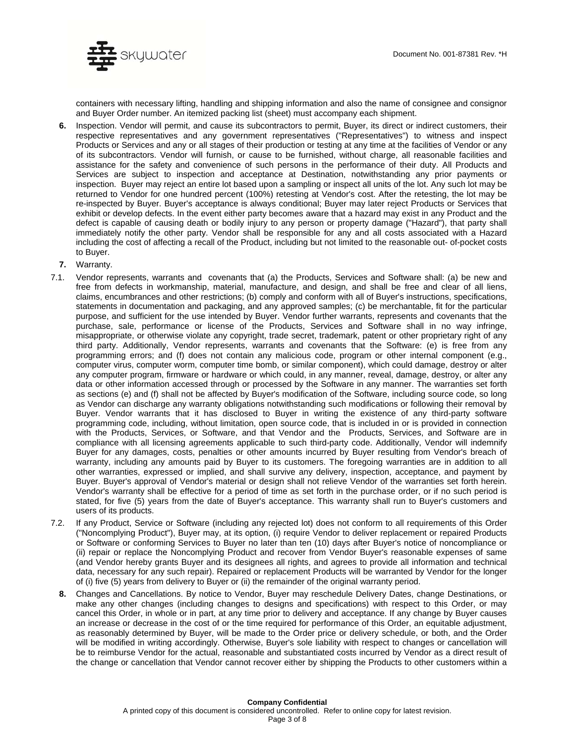containers with necessary lifting, handling and shipping information and also the name of consignee and consignor and Buyer Order number. An itemized packing list (sheet) must accompany each shipment.

**6.** Inspection. Vendor will permit, and cause its subcontractors to permit, Buyer, its direct or indirect customers, their respective representatives and any government representatives ("Representatives") to witness and inspect Products or Services and any or all stages of their production or testing at any time at the facilities of Vendor or any of its subcontractors. Vendor will furnish, or cause to be furnished, without charge, all reasonable facilities and assistance for the safety and convenience of such persons in the performance of their duty. All Products and Services are subject to inspection and acceptance at Destination, notwithstanding any prior payments or inspection. Buyer may reject an entire lot based upon a sampling or inspect all units of the lot. Any such lot may be returned to Vendor for one hundred percent (100%) retesting at Vendor's cost. After the retesting, the lot may be re-inspected by Buyer. Buyer's acceptance is always conditional; Buyer may later reject Products or Services that exhibit or develop defects. In the event either party becomes aware that a hazard may exist in any Product and the defect is capable of causing death or bodily injury to any person or property damage ("Hazard"), that party shall immediately notify the other party. Vendor shall be responsible for any and all costs associated with a Hazard including the cost of affecting a recall of the Product, including but not limited to the reasonable out- of-pocket costs to Buyer.

**7.** Warranty.

7.1. Vendor represents, warrants and covenants that (a) the Products, Services and Software shall: (a) be new and free from defects in workmanship, material, manufacture, and design, and shall be free and clear of all liens, claims, encumbrances and other restrictions; (b) comply and conform with all of Buyer's instructions, specifications, statements in documentation and packaging, and any approved samples; (c) be merchantable, fit for the particular purpose, and sufficient for the use intended by Buyer. Vendor further warrants, represents and covenants that the purchase, sale, performance or license of the Products, Services and Software shall in no way infringe, misappropriate, or otherwise violate any copyright, trade secret, trademark, patent or other proprietary right of any third party. Additionally, Vendor represents, warrants and covenants that the Software: (e) is free from any programming errors; and (f) does not contain any malicious code, program or other internal component (e.g., computer virus, computer worm, computer time bomb, or similar component), which could damage, destroy or alter any computer program, firmware or hardware or which could, in any manner, reveal, damage, destroy, or alter any data or other information accessed through or processed by the Software in any manner. The warranties set forth as sections (e) and (f) shall not be affected by Buyer's modification of the Software, including source code, so long as Vendor can discharge any warranty obligations notwithstanding such modifications or following their removal by Buyer. Vendor warrants that it has disclosed to Buyer in writing the existence of any third-party software programming code, including, without limitation, open source code, that is included in or is provided in connection with the Products, Services, or Software, and that Vendor and the Products, Services, and Software are in compliance with all licensing agreements applicable to such third-party code. Additionally, Vendor will indemnify Buyer for any damages, costs, penalties or other amounts incurred by Buyer resulting from Vendor's breach of warranty, including any amounts paid by Buyer to its customers. The foregoing warranties are in addition to all other warranties, expressed or implied, and shall survive any delivery, inspection, acceptance, and payment by Buyer. Buyer's approval of Vendor's material or design shall not relieve Vendor of the warranties set forth herein. Vendor's warranty shall be effective for a period of time as set forth in the purchase order, or if no such period is stated, for five (5) years from the date of Buyer's acceptance. This warranty shall run to Buyer's customers and users of its products.

7.2. If any Product, Service or Software (including any rejected lot) does not conform to all requirements of this Order ("Noncomplying Product"), Buyer may, at its option, (i) require Vendor to deliver replacement or repaired Products or Software or conforming Services to Buyer no later than ten (10) days after Buyer's notice of noncompliance or (ii) repair or replace the Noncomplying Product and recover from Vendor Buyer's reasonable expenses of same (and Vendor hereby grants Buyer and its designees all rights, and agrees to provide all information and technical data, necessary for any such repair). Repaired or replacement Products will be warranted by Vendor for the longer of (i) five (5) years from delivery to Buyer or (ii) the remainder of the original warranty period.

**8.** Changes and Cancellations. By notice to Vendor, Buyer may reschedule Delivery Dates, change Destinations, or make any other changes (including changes to designs and specifications) with respect to this Order, or may cancel this Order, in whole or in part, at any time prior to delivery and acceptance. If any change by Buyer causes an increase or decrease in the cost of or the time required for performance of this Order, an equitable adjustment, as reasonably determined by Buyer, will be made to the Order price or delivery schedule, or both, and the Order will be modified in writing accordingly. Otherwise, Buyer's sole liability with respect to changes or cancellation will be to reimburse Vendor for the actual, reasonable and substantiated costs incurred by Vendor as a direct result of the change or cancellation that Vendor cannot recover either by shipping the Products to other customers within a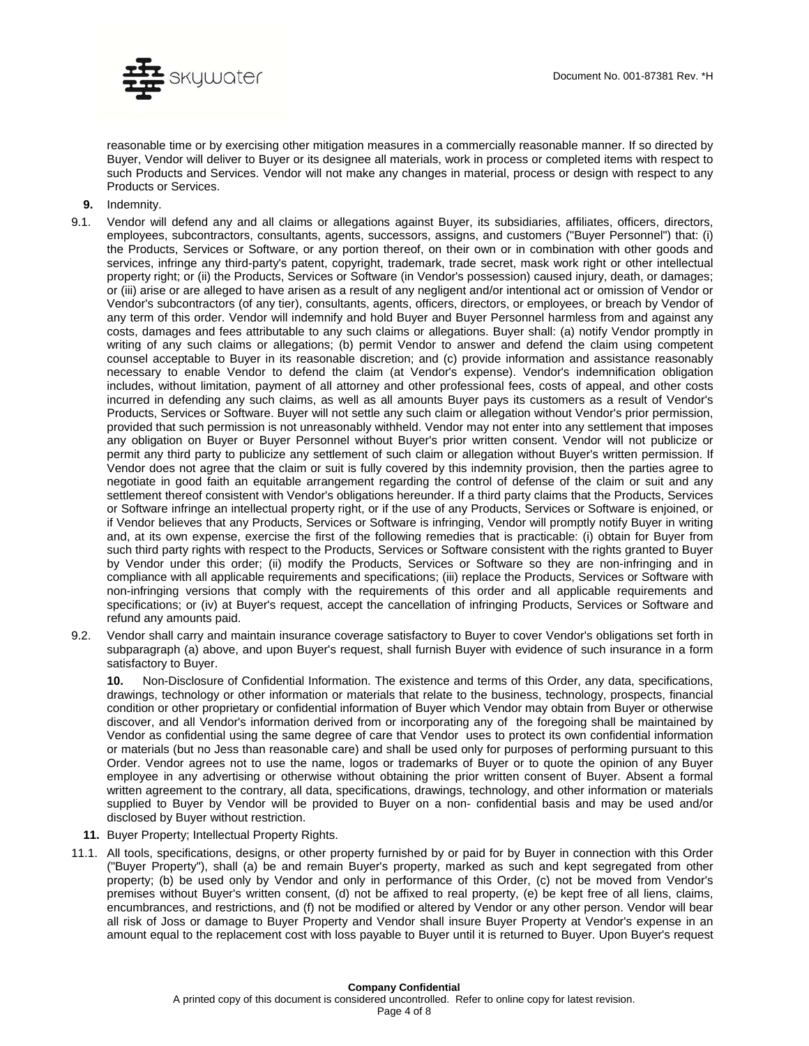reasonable time or by exercising other mitigation measures in a commercially reasonable manner. If so directed by Buyer, Vendor will deliver to Buyer or its designee all materials, work in process or completed items with respect to such Products and Services. Vendor will not make any changes in material, process or design with respect to any Products or Services.

**9.** Indemnity.

9.1. Vendor will defend any and all claims or allegations against Buyer, its subsidiaries, affiliates, officers, directors, employees, subcontractors, consultants, agents, successors, assigns, and customers ("Buyer Personnel") that: (i) the Products, Services or Software, or any portion thereof, on their own or in combination with other goods and services, infringe any third-party's patent, copyright, trademark, trade secret, mask work right or other intellectual property right; or (ii) the Products, Services or Software (in Vendor's possession) caused injury, death, or damages; or (iii) arise or are alleged to have arisen as a result of any negligent and/or intentional act or omission of Vendor or Vendor's subcontractors (of any tier), consultants, agents, officers, directors, or employees, or breach by Vendor of any term of this order. Vendor will indemnify and hold Buyer and Buyer Personnel harmless from and against any costs, damages and fees attributable to any such claims or allegations. Buyer shall: (a) notify Vendor promptly in writing of any such claims or allegations; (b) permit Vendor to answer and defend the claim using competent counsel acceptable to Buyer in its reasonable discretion; and (c) provide information and assistance reasonably necessary to enable Vendor to defend the claim (at Vendor's expense). Vendor's indemnification obligation includes, without limitation, payment of all attorney and other professional fees, costs of appeal, and other costs incurred in defending any such claims, as well as all amounts Buyer pays its customers as a result of Vendor's Products, Services or Software. Buyer will not settle any such claim or allegation without Vendor's prior permission, provided that such permission is not unreasonably withheld. Vendor may not enter into any settlement that imposes any obligation on Buyer or Buyer Personnel without Buyer's prior written consent. Vendor will not publicize or permit any third party to publicize any settlement of such claim or allegation without Buyer's written permission. If Vendor does not agree that the claim or suit is fully covered by this indemnity provision, then the parties agree to negotiate in good faith an equitable arrangement regarding the control of defense of the claim or suit and any settlement thereof consistent with Vendor's obligations hereunder. If a third party claims that the Products, Services or Software infringe an intellectual property right, or if the use of any Products, Services or Software is enjoined, or if Vendor believes that any Products, Services or Software is infringing, Vendor will promptly notify Buyer in writing and, at its own expense, exercise the first of the following remedies that is practicable: (i) obtain for Buyer from such third party rights with respect to the Products, Services or Software consistent with the rights granted to Buyer by Vendor under this order; (ii) modify the Products, Services or Software so they are non-infringing and in compliance with all applicable requirements and specifications; (iii) replace the Products, Services or Software with non-infringing versions that comply with the requirements of this order and all applicable requirements and specifications; or (iv) at Buyer's request, accept the cancellation of infringing Products, Services or Software and refund any amounts paid.

9.2. Vendor shall carry and maintain insurance coverage satisfactory to Buyer to cover Vendor's obligations set forth in subparagraph (a) above, and upon Buyer's request, shall furnish Buyer with evidence of such insurance in a form satisfactory to Buyer.

**10.** Non-Disclosure of Confidential Information. The existence and terms of this Order, any data, specifications, drawings, technology or other information or materials that relate to the business, technology, prospects, financial condition or other proprietary or confidential information of Buyer which Vendor may obtain from Buyer or otherwise discover, and all Vendor's information derived from or incorporating any of the foregoing shall be maintained by Vendor as confidential using the same degree of care that Vendor uses to protect its own confidential information or materials (but no Jess than reasonable care) and shall be used only for purposes of performing pursuant to this Order. Vendor agrees not to use the name, logos or trademarks of Buyer or to quote the opinion of any Buyer employee in any advertising or otherwise without obtaining the prior written consent of Buyer. Absent a formal written agreement to the contrary, all data, specifications, drawings, technology, and other information or materials supplied to Buyer by Vendor will be provided to Buyer on a non- confidential basis and may be used and/or disclosed by Buyer without restriction.

**11.** Buyer Property; Intellectual Property Rights.

11.1. All tools, specifications, designs, or other property furnished by or paid for by Buyer in connection with this Order ("Buyer Property"), shall (a) be and remain Buyer's property, marked as such and kept segregated from other property; (b) be used only by Vendor and only in performance of this Order, (c) not be moved from Vendor's premises without Buyer's written consent, (d) not be affixed to real property, (e) be kept free of all liens, claims, encumbrances, and restrictions, and (f) not be modified or altered by Vendor or any other person. Vendor will bear all risk of Joss or damage to Buyer Property and Vendor shall insure Buyer Property at Vendor's expense in an amount equal to the replacement cost with loss payable to Buyer until it is returned to Buyer. Upon Buyer's request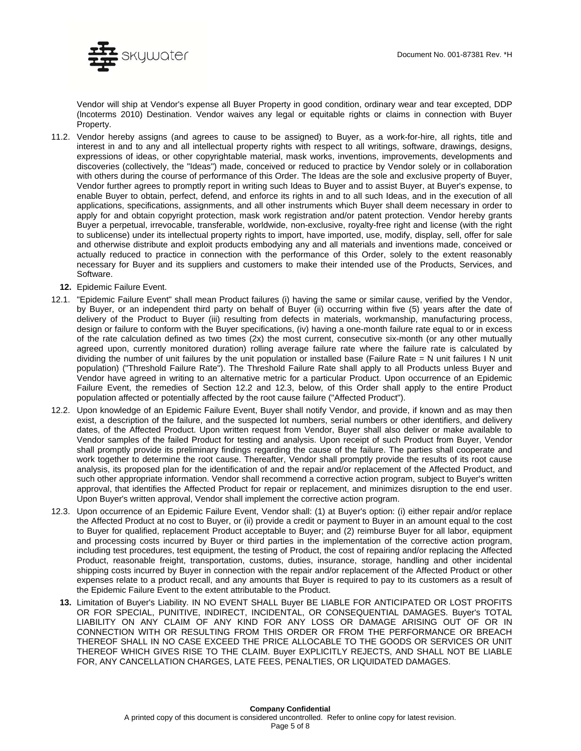Vendor will ship at Vendor's expense all Buyer Property in good condition, ordinary wear and tear excepted, DDP (lncoterms 2010) Destination. Vendor waives any legal or equitable rights or claims in connection with Buyer Property.

11.2. Vendor hereby assigns (and agrees to cause to be assigned) to Buyer, as a work-for-hire, all rights, title and interest in and to any and all intellectual property rights with respect to all writings, software, drawings, designs, expressions of ideas, or other copyrightable material, mask works, inventions, improvements, developments and discoveries (collectively, the "Ideas") made, conceived or reduced to practice by Vendor solely or in collaboration with others during the course of performance of this Order. The Ideas are the sole and exclusive property of Buyer, Vendor further agrees to promptly report in writing such Ideas to Buyer and to assist Buyer, at Buyer's expense, to enable Buyer to obtain, perfect, defend, and enforce its rights in and to all such Ideas, and in the execution of all applications, specifications, assignments, and all other instruments which Buyer shall deem necessary in order to apply for and obtain copyright protection, mask work registration and/or patent protection. Vendor hereby grants Buyer a perpetual, irrevocable, transferable, worldwide, non-exclusive, royalty-free right and license (with the right to sublicense) under its intellectual property rights to import, have imported, use, modify, display, sell, offer for sale and otherwise distribute and exploit products embodying any and all materials and inventions made, conceived or actually reduced to practice in connection with the performance of this Order, solely to the extent reasonably necessary for Buyer and its suppliers and customers to make their intended use of the Products, Services, and Software.

**12.** Epidemic Failure Event.

12.1. "Epidemic Failure Event" shall mean Product failures (i) having the same or similar cause, verified by the Vendor, by Buyer, or an independent third party on behalf of Buyer (ii) occurring within five (5) years after the date of delivery of the Product to Buyer (iii) resulting from defects in materials, workmanship, manufacturing process, design or failure to conform with the Buyer specifications, (iv) having a one-month failure rate equal to or in excess of the rate calculation defined as two times (2x) the most current, consecutive six-month (or any other mutually agreed upon, currently monitored duration) rolling average failure rate where the failure rate is calculated by dividing the number of unit failures by the unit population or installed base (Failure Rate = N unit failures I N unit population) ("Threshold Failure Rate"). The Threshold Failure Rate shall apply to all Products unless Buyer and Vendor have agreed in writing to an alternative metric for a particular Product. Upon occurrence of an Epidemic Failure Event, the remedies of Section 12.2 and 12.3, below, of this Order shall apply to the entire Product population affected or potentially affected by the root cause failure ("Affected Product").

12.2. Upon knowledge of an Epidemic Failure Event, Buyer shall notify Vendor, and provide, if known and as may then exist, a description of the failure, and the suspected lot numbers, serial numbers or other identifiers, and delivery dates, of the Affected Product. Upon written request from Vendor, Buyer shall also deliver or make available to Vendor samples of the failed Product for testing and analysis. Upon receipt of such Product from Buyer, Vendor shall promptly provide its preliminary findings regarding the cause of the failure. The parties shall cooperate and work together to determine the root cause. Thereafter, Vendor shall promptly provide the results of its root cause analysis, its proposed plan for the identification of and the repair and/or replacement of the Affected Product, and such other appropriate information. Vendor shall recommend a corrective action program, subject to Buyer's written approval, that identifies the Affected Product for repair or replacement, and minimizes disruption to the end user. Upon Buyer's written approval, Vendor shall implement the corrective action program.

12.3. Upon occurrence of an Epidemic Failure Event, Vendor shall: (1) at Buyer's option: (i) either repair and/or replace the Affected Product at no cost to Buyer, or (ii) provide a credit or payment to Buyer in an amount equal to the cost to Buyer for qualified, replacement Product acceptable to Buyer; and (2) reimburse Buyer for all labor, equipment and processing costs incurred by Buyer or third parties in the implementation of the corrective action program, including test procedures, test equipment, the testing of Product, the cost of repairing and/or replacing the Affected Product, reasonable freight, transportation, customs, duties, insurance, storage, handling and other incidental shipping costs incurred by Buyer in connection with the repair and/or replacement of the Affected Product or other expenses relate to a product recall, and any amounts that Buyer is required to pay to its customers as a result of the Epidemic Failure Event to the extent attributable to the Product.

**13.** Limitation of Buyer's Liability. IN NO EVENT SHALL Buyer BE LIABLE FOR ANTICIPATED OR LOST PROFITS OR FOR SPECIAL, PUNITIVE, INDIRECT, INCIDENTAL, OR CONSEQUENTIAL DAMAGES. Buyer's TOTAL LIABILITY ON ANY CLAIM OF ANY KIND FOR ANY LOSS OR DAMAGE ARISING OUT OF OR IN CONNECTION WITH OR RESULTING FROM THIS ORDER OR FROM THE PERFORMANCE OR BREACH THEREOF SHALL IN NO CASE EXCEED THE PRICE ALLOCABLE TO THE GOODS OR SERVICES OR UNIT THEREOF WHICH GIVES RISE TO THE CLAIM. Buyer EXPLICITLY REJECTS, AND SHALL NOT BE LIABLE FOR, ANY CANCELLATION CHARGES, LATE FEES, PENALTIES, OR LIQUIDATED DAMAGES.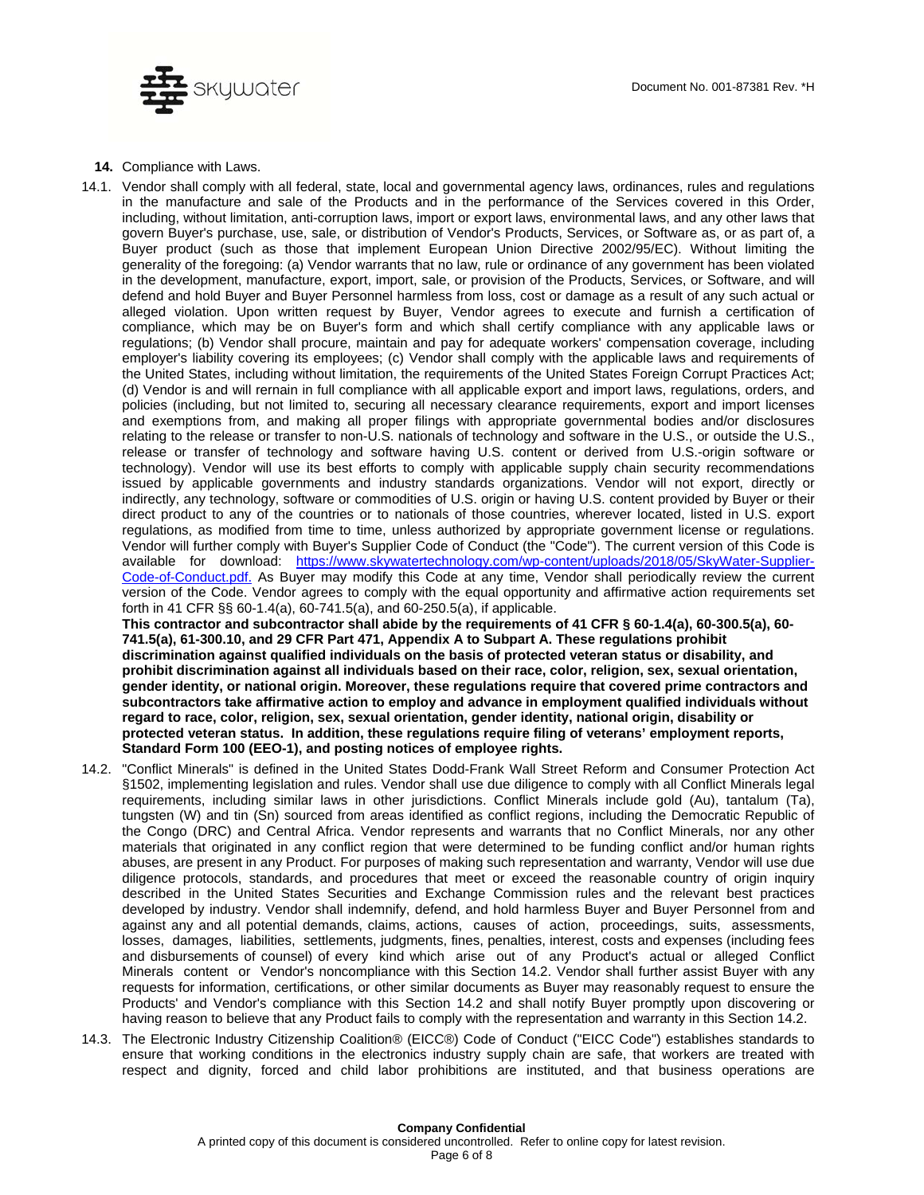**14.** Compliance with Laws.

14.1. Vendor shall comply with all federal, state, local and governmental agency laws, ordinances, rules and regulations in the manufacture and sale of the Products and in the performance of the Services covered in this Order, including, without limitation, anti-corruption laws, import or export laws, environmental laws, and any other laws that govern Buyer's purchase, use, sale, or distribution of Vendor's Products, Services, or Software as, or as part of, a Buyer product (such as those that implement European Union Directive 2002/95/EC). Without limiting the generality of the foregoing: (a) Vendor warrants that no law, rule or ordinance of any government has been violated in the development, manufacture, export, import, sale, or provision of the Products, Services, or Software, and will defend and hold Buyer and Buyer Personnel harmless from loss, cost or damage as a result of any such actual or alleged violation. Upon written request by Buyer, Vendor agrees to execute and furnish a certification of compliance, which may be on Buyer's form and which shall certify compliance with any applicable laws or regulations; (b) Vendor shall procure, maintain and pay for adequate workers' compensation coverage, including employer's liability covering its employees; (c) Vendor shall comply with the applicable laws and requirements of the United States, including without limitation, the requirements of the United States Foreign Corrupt Practices Act; (d) Vendor is and will rernain in full compliance with all applicable export and import laws, regulations, orders, and policies (including, but not limited to, securing all necessary clearance requirements, export and import licenses and exemptions from, and making all proper filings with appropriate governmental bodies and/or disclosures relating to the release or transfer to non-U.S. nationals of technology and software in the U.S., or outside the U.S., release or transfer of technology and software having U.S. content or derived from U.S.-origin software or technology). Vendor will use its best efforts to comply with applicable supply chain security recommendations issued by applicable governments and industry standards organizations. Vendor will not export, directly or indirectly, any technology, software or commodities of U.S. origin or having U.S. content provided by Buyer or their direct product to any of the countries or to nationals of those countries, wherever located, listed in U.S. export regulations, as modified from time to time, unless authorized by appropriate government license or regulations. Vendor will further comply with Buyer's Supplier Code of Conduct (the "Code"). The current version of this Code is available for download: [https://www.skywatertechnology.com/wp-content/uploads/2018/05/SkyWater-Supplier-Code-of-Conduct.pdf.](https://www.skywatertechnology.com/wp-content/uploads/2018/05/SkyWater-Supplier-Code-of-Conduct.pdf) As Buyer may modify this Code at any time, Vendor shall periodically review the current version of the Code. Vendor agrees to comply with the equal opportunity and affirmative action requirements set forth in 41 CFR §§ 60-1.4(a), 60-741.5(a), and 60-250.5(a), if applicable.
**This contractor and subcontractor shall abide by the requirements of 41 CFR § 60-1.4(a), 60-300.5(a), 60-741.5(a), 61-300.10, and 29 CFR Part 471, Appendix A to Subpart A. These regulations prohibit discrimination against qualified individuals on the basis of protected veteran status or disability, and prohibit discrimination against all individuals based on their race, color, religion, sex, sexual orientation, gender identity, or national origin. Moreover, these regulations require that covered prime contractors and subcontractors take affirmative action to employ and advance in employment qualified individuals without regard to race, color, religion, sex, sexual orientation, gender identity, national origin, disability or protected veteran status. In addition, these regulations require filing of veterans' employment reports, Standard Form 100 (EEO-1), and posting notices of employee rights.**

14.2. "Conflict Minerals" is defined in the United States Dodd-Frank Wall Street Reform and Consumer Protection Act §1502, implementing legislation and rules. Vendor shall use due diligence to comply with all Conflict Minerals legal requirements, including similar laws in other jurisdictions. Conflict Minerals include gold (Au), tantalum (Ta), tungsten (W) and tin (Sn) sourced from areas identified as conflict regions, including the Democratic Republic of the Congo (DRC) and Central Africa. Vendor represents and warrants that no Conflict Minerals, nor any other materials that originated in any conflict region that were determined to be funding conflict and/or human rights abuses, are present in any Product. For purposes of making such representation and warranty, Vendor will use due diligence protocols, standards, and procedures that meet or exceed the reasonable country of origin inquiry described in the United States Securities and Exchange Commission rules and the relevant best practices developed by industry. Vendor shall indemnify, defend, and hold harmless Buyer and Buyer Personnel from and against any and all potential demands, claims, actions, causes of action, proceedings, suits, assessments, losses, damages, liabilities, settlements, judgments, fines, penalties, interest, costs and expenses (including fees and disbursements of counsel) of every kind which arise out of any Product's actual or alleged Conflict Minerals content or Vendor's noncompliance with this Section 14.2. Vendor shall further assist Buyer with any requests for information, certifications, or other similar documents as Buyer may reasonably request to ensure the Products' and Vendor's compliance with this Section 14.2 and shall notify Buyer promptly upon discovering or having reason to believe that any Product fails to comply with the representation and warranty in this Section 14.2.

14.3. The Electronic Industry Citizenship Coalition® (EICC®) Code of Conduct ("EICC Code") establishes standards to ensure that working conditions in the electronics industry supply chain are safe, that workers are treated with respect and dignity, forced and child labor prohibitions are instituted, and that business operations are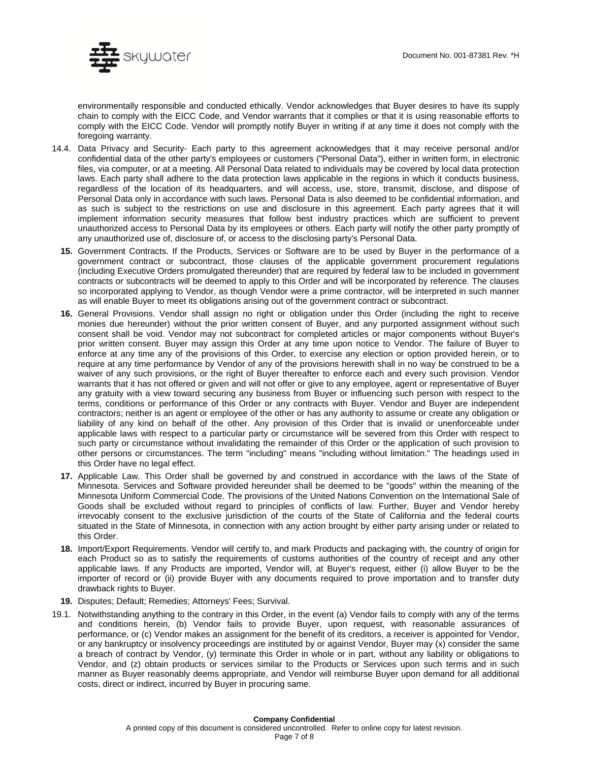environmentally responsible and conducted ethically. Vendor acknowledges that Buyer desires to have its supply chain to comply with the EICC Code, and Vendor warrants that it complies or that it is using reasonable efforts to comply with the EICC Code. Vendor will promptly notify Buyer in writing if at any time it does not comply with the foregoing warranty.

14.4. Data Privacy and Security- Each party to this agreement acknowledges that it may receive personal and/or confidential data of the other party's employees or customers ("Personal Data"), either in written form, in electronic files, via computer, or at a meeting. All Personal Data related to individuals may be covered by local data protection laws. Each party shall adhere to the data protection laws applicable in the regions in which it conducts business, regardless of the location of its headquarters, and will access, use, store, transmit, disclose, and dispose of Personal Data only in accordance with such laws. Personal Data is also deemed to be confidential information, and as such is subject to the restrictions on use and disclosure in this agreement. Each party agrees that it will implement information security measures that follow best industry practices which are sufficient to prevent unauthorized access to Personal Data by its employees or others. Each party will notify the other party promptly of any unauthorized use of, disclosure of, or access to the disclosing party's Personal Data.

**15.** Government Contracts. If the Products, Services or Software are to be used by Buyer in the performance of a government contract or subcontract, those clauses of the applicable government procurement regulations (including Executive Orders promulgated thereunder) that are required by federal law to be included in government contracts or subcontracts will be deemed to apply to this Order and will be incorporated by reference. The clauses so incorporated applying to Vendor, as though Vendor were a prime contractor, will be interpreted in such manner as will enable Buyer to meet its obligations arising out of the government contract or subcontract.

**16.** General Provisions. Vendor shall assign no right or obligation under this Order (including the right to receive monies due hereunder) without the prior written consent of Buyer, and any purported assignment without such consent shall be void. Vendor may not subcontract for completed articles or major components without Buyer's prior written consent. Buyer may assign this Order at any time upon notice to Vendor. The failure of Buyer to enforce at any time any of the provisions of this Order, to exercise any election or option provided herein, or to require at any time performance by Vendor of any of the provisions herewith shall in no way be construed to be a waiver of any such provisions, or the right of Buyer thereafter to enforce each and every such provision. Vendor warrants that it has not offered or given and will not offer or give to any employee, agent or representative of Buyer any gratuity with a view toward securing any business from Buyer or influencing such person with respect to the terms, conditions or performance of this Order or any contracts with Buyer. Vendor and Buyer are independent contractors; neither is an agent or employee of the other or has any authority to assume or create any obligation or liability of any kind on behalf of the other. Any provision of this Order that is invalid or unenforceable under applicable laws with respect to a particular party or circumstance will be severed from this Order with respect to such party or circumstance without invalidating the remainder of this Order or the application of such provision to other persons or circumstances. The term "including" means "including without limitation." The headings used in this Order have no legal effect.

**17.** Applicable Law. This Order shall be governed by and construed in accordance with the laws of the State of Minnesota. Services and Software provided hereunder shall be deemed to be "goods" within the meaning of the Minnesota Uniform Commercial Code. The provisions of the United Nations Convention on the International Sale of Goods shall be excluded without regard to principles of conflicts of law. Further, Buyer and Vendor hereby irrevocably consent to the exclusive jurisdiction of the courts of the State of California and the federal courts situated in the State of Minnesota, in connection with any action brought by either party arising under or related to this Order.

**18.** Import/Export Requirements. Vendor will certify to, and mark Products and packaging with, the country of origin for each Product so as to satisfy the requirements of customs authorities of the country of receipt and any other applicable laws. If any Products are imported, Vendor will, at Buyer's request, either (i) allow Buyer to be the importer of record or (ii) provide Buyer with any documents required to prove importation and to transfer duty drawback rights to Buyer.

**19.** Disputes; Default; Remedies; Attorneys' Fees; Survival.

19.1. Notwithstanding anything to the contrary in this Order, in the event (a) Vendor fails to comply with any of the terms and conditions herein, (b) Vendor fails to provide Buyer, upon request, with reasonable assurances of performance, or (c) Vendor makes an assignment for the benefit of its creditors, a receiver is appointed for Vendor, or any bankruptcy or insolvency proceedings are instituted by or against Vendor, Buyer may (x) consider the same a breach of contract by Vendor, (y) terminate this Order in whole or in part, without any liability or obligations to Vendor, and (z) obtain products or services similar to the Products or Services upon such terms and in such manner as Buyer reasonably deems appropriate, and Vendor will reimburse Buyer upon demand for all additional costs, direct or indirect, incurred by Buyer in procuring same.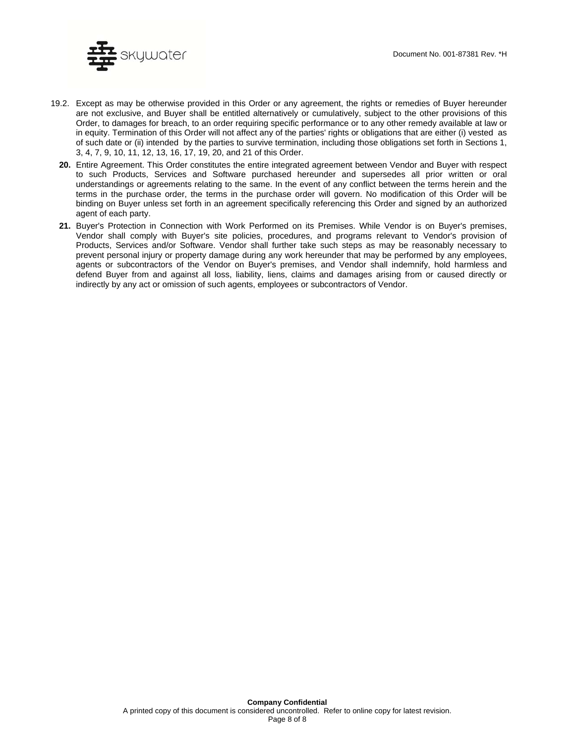19.2. Except as may be otherwise provided in this Order or any agreement, the rights or remedies of Buyer hereunder are not exclusive, and Buyer shall be entitled alternatively or cumulatively, subject to the other provisions of this Order, to damages for breach, to an order requiring specific performance or to any other remedy available at law or in equity. Termination of this Order will not affect any of the parties' rights or obligations that are either (i) vested as of such date or (ii) intended by the parties to survive termination, including those obligations set forth in Sections 1, 3, 4, 7, 9, 10, 11, 12, 13, 16, 17, 19, 20, and 21 of this Order.

**20.** Entire Agreement. This Order constitutes the entire integrated agreement between Vendor and Buyer with respect to such Products, Services and Software purchased hereunder and supersedes all prior written or oral understandings or agreements relating to the same. In the event of any conflict between the terms herein and the terms in the purchase order, the terms in the purchase order will govern. No modification of this Order will be binding on Buyer unless set forth in an agreement specifically referencing this Order and signed by an authorized agent of each party.

**21.** Buyer's Protection in Connection with Work Performed on its Premises. While Vendor is on Buyer's premises, Vendor shall comply with Buyer's site policies, procedures, and programs relevant to Vendor's provision of Products, Services and/or Software. Vendor shall further take such steps as may be reasonably necessary to prevent personal injury or property damage during any work hereunder that may be performed by any employees, agents or subcontractors of the Vendor on Buyer's premises, and Vendor shall indemnify, hold harmless and defend Buyer from and against all loss, liability, liens, claims and damages arising from or caused directly or indirectly by any act or omission of such agents, employees or subcontractors of Vendor.